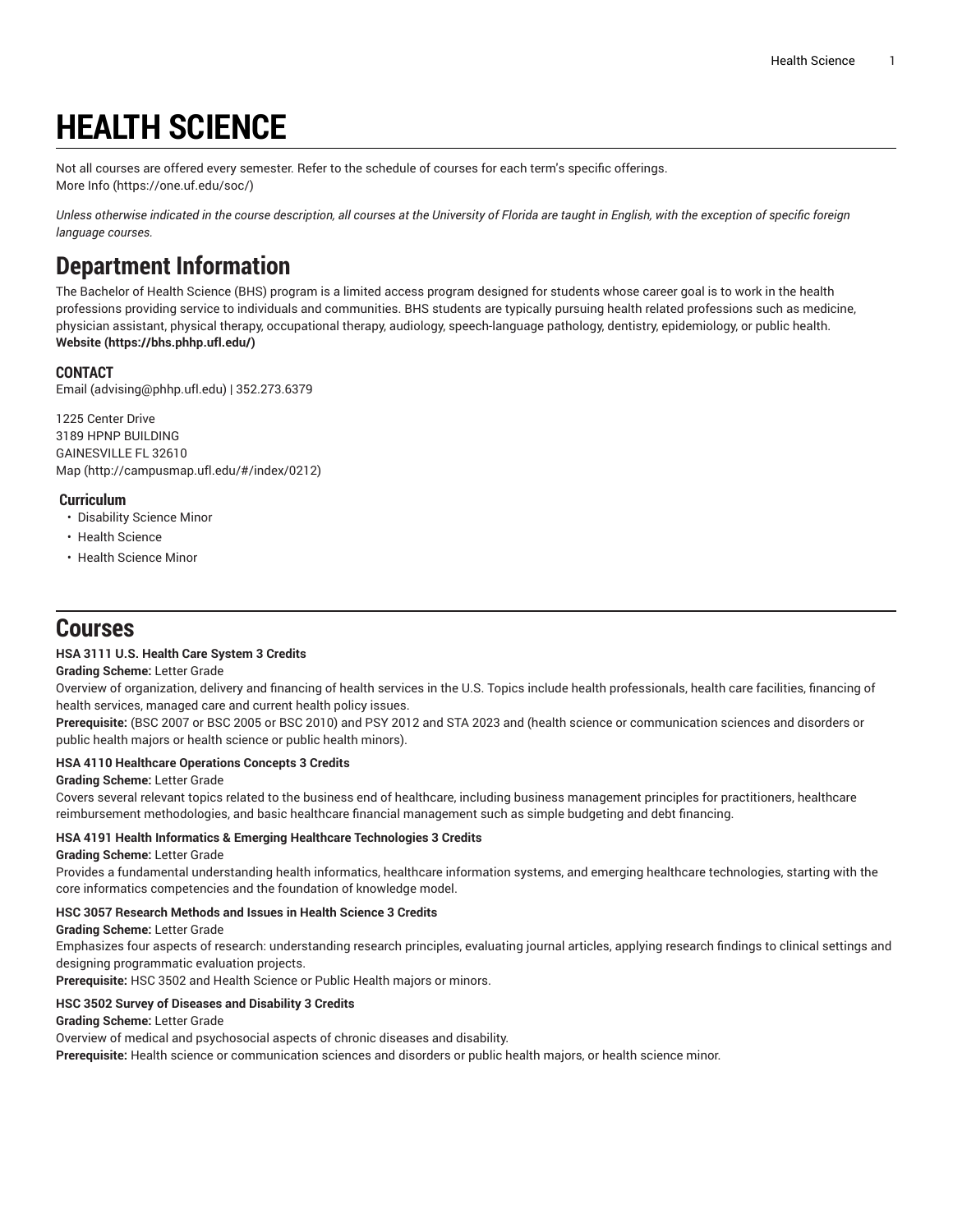# HEALTH SCIENCE

Not all courses are offered every semester. Refer to the schedule of courses for each term's specific offerings.
More Info (https://one.uf.edu/soc/)

*Unless otherwise indicated in the course description, all courses at the University of Florida are taught in English, with the exception of specific foreign language courses.*

## Department Information

The Bachelor of Health Science (BHS) program is a limited access program designed for students whose career goal is to work in the health professions providing service to individuals and communities. BHS students are typically pursuing health related professions such as medicine, physician assistant, physical therapy, occupational therapy, audiology, speech-language pathology, dentistry, epidemiology, or public health.
**Website (https://bhs.phhp.ufl.edu/)**

### CONTACT

Email (advising@phhp.ufl.edu) | 352.273.6379

1225 Center Drive
3189 HPNP BUILDING
GAINESVILLE FL 32610
Map (http://campusmap.ufl.edu/#/index/0212)

### Curriculum

- Disability Science Minor
- Health Science
- Health Science Minor

## Courses

**HSA 3111 U.S. Health Care System 3 Credits**

**Grading Scheme:** Letter Grade
Overview of organization, delivery and financing of health services in the U.S. Topics include health professionals, health care facilities, financing of health services, managed care and current health policy issues.
**Prerequisite:** (BSC 2007 or BSC 2005 or BSC 2010) and PSY 2012 and STA 2023 and (health science or communication sciences and disorders or public health majors or health science or public health minors).

**HSA 4110 Healthcare Operations Concepts 3 Credits**

**Grading Scheme:** Letter Grade
Covers several relevant topics related to the business end of healthcare, including business management principles for practitioners, healthcare reimbursement methodologies, and basic healthcare financial management such as simple budgeting and debt financing.

**HSA 4191 Health Informatics & Emerging Healthcare Technologies 3 Credits**

**Grading Scheme:** Letter Grade
Provides a fundamental understanding health informatics, healthcare information systems, and emerging healthcare technologies, starting with the core informatics competencies and the foundation of knowledge model.

**HSC 3057 Research Methods and Issues in Health Science 3 Credits**

**Grading Scheme:** Letter Grade
Emphasizes four aspects of research: understanding research principles, evaluating journal articles, applying research findings to clinical settings and designing programmatic evaluation projects.
**Prerequisite:** HSC 3502 and Health Science or Public Health majors or minors.

**HSC 3502 Survey of Diseases and Disability 3 Credits**

**Grading Scheme:** Letter Grade
Overview of medical and psychosocial aspects of chronic diseases and disability.
**Prerequisite:** Health science or communication sciences and disorders or public health majors, or health science minor.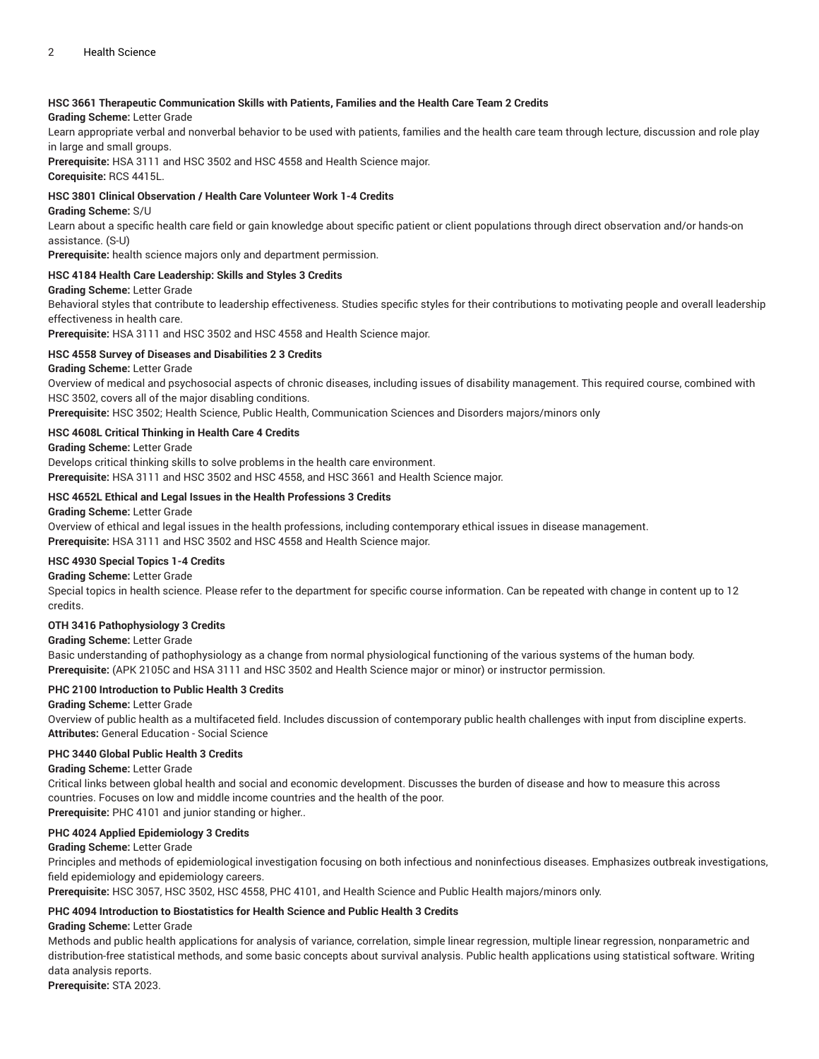**HSC 3661 Therapeutic Communication Skills with Patients, Families and the Health Care Team 2 Credits**

**Grading Scheme:** Letter Grade

Learn appropriate verbal and nonverbal behavior to be used with patients, families and the health care team through lecture, discussion and role play in large and small groups.

**Prerequisite:** HSA 3111 and HSC 3502 and HSC 4558 and Health Science major.

**Corequisite:** RCS 4415L.

**HSC 3801 Clinical Observation / Health Care Volunteer Work 1-4 Credits**

**Grading Scheme:** S/U

Learn about a specific health care field or gain knowledge about specific patient or client populations through direct observation and/or hands-on assistance. (S-U)

**Prerequisite:** health science majors only and department permission.

**HSC 4184 Health Care Leadership: Skills and Styles 3 Credits**

**Grading Scheme:** Letter Grade

Behavioral styles that contribute to leadership effectiveness. Studies specific styles for their contributions to motivating people and overall leadership effectiveness in health care.

**Prerequisite:** HSA 3111 and HSC 3502 and HSC 4558 and Health Science major.

**HSC 4558 Survey of Diseases and Disabilities 2 3 Credits**

**Grading Scheme:** Letter Grade

Overview of medical and psychosocial aspects of chronic diseases, including issues of disability management. This required course, combined with HSC 3502, covers all of the major disabling conditions.

**Prerequisite:** HSC 3502; Health Science, Public Health, Communication Sciences and Disorders majors/minors only

**HSC 4608L Critical Thinking in Health Care 4 Credits**

**Grading Scheme:** Letter Grade

Develops critical thinking skills to solve problems in the health care environment.

**Prerequisite:** HSA 3111 and HSC 3502 and HSC 4558, and HSC 3661 and Health Science major.

**HSC 4652L Ethical and Legal Issues in the Health Professions 3 Credits**

**Grading Scheme:** Letter Grade

Overview of ethical and legal issues in the health professions, including contemporary ethical issues in disease management.

**Prerequisite:** HSA 3111 and HSC 3502 and HSC 4558 and Health Science major.

**HSC 4930 Special Topics 1-4 Credits**

**Grading Scheme:** Letter Grade

Special topics in health science. Please refer to the department for specific course information. Can be repeated with change in content up to 12 credits.

**OTH 3416 Pathophysiology 3 Credits**

**Grading Scheme:** Letter Grade

Basic understanding of pathophysiology as a change from normal physiological functioning of the various systems of the human body.

**Prerequisite:** (APK 2105C and HSA 3111 and HSC 3502 and Health Science major or minor) or instructor permission.

**PHC 2100 Introduction to Public Health 3 Credits**

**Grading Scheme:** Letter Grade

Overview of public health as a multifaceted field. Includes discussion of contemporary public health challenges with input from discipline experts.

**Attributes:** General Education - Social Science

**PHC 3440 Global Public Health 3 Credits**

**Grading Scheme:** Letter Grade

Critical links between global health and social and economic development. Discusses the burden of disease and how to measure this across countries. Focuses on low and middle income countries and the health of the poor.

**Prerequisite:** PHC 4101 and junior standing or higher..

**PHC 4024 Applied Epidemiology 3 Credits**

**Grading Scheme:** Letter Grade

Principles and methods of epidemiological investigation focusing on both infectious and noninfectious diseases. Emphasizes outbreak investigations, field epidemiology and epidemiology careers.

**Prerequisite:** HSC 3057, HSC 3502, HSC 4558, PHC 4101, and Health Science and Public Health majors/minors only.

**PHC 4094 Introduction to Biostatistics for Health Science and Public Health 3 Credits**

**Grading Scheme:** Letter Grade

Methods and public health applications for analysis of variance, correlation, simple linear regression, multiple linear regression, nonparametric and distribution-free statistical methods, and some basic concepts about survival analysis. Public health applications using statistical software. Writing data analysis reports.

**Prerequisite:** STA 2023.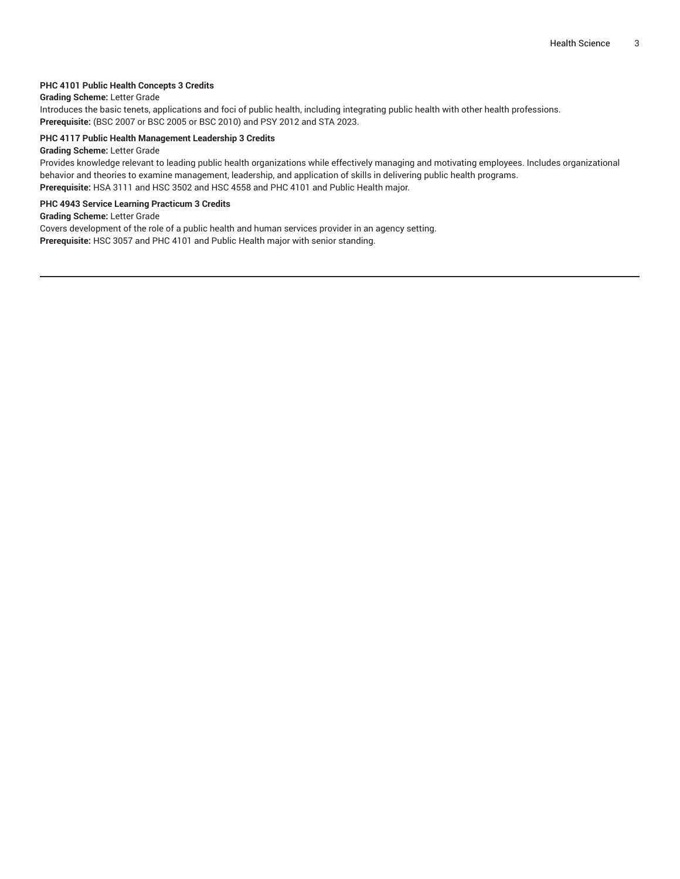**PHC 4101 Public Health Concepts 3 Credits**
**Grading Scheme:** Letter Grade
Introduces the basic tenets, applications and foci of public health, including integrating public health with other health professions.
**Prerequisite:** (BSC 2007 or BSC 2005 or BSC 2010) and PSY 2012 and STA 2023.

**PHC 4117 Public Health Management Leadership 3 Credits**
**Grading Scheme:** Letter Grade
Provides knowledge relevant to leading public health organizations while effectively managing and motivating employees. Includes organizational behavior and theories to examine management, leadership, and application of skills in delivering public health programs.
**Prerequisite:** HSA 3111 and HSC 3502 and HSC 4558 and PHC 4101 and Public Health major.

**PHC 4943 Service Learning Practicum 3 Credits**
**Grading Scheme:** Letter Grade
Covers development of the role of a public health and human services provider in an agency setting.
**Prerequisite:** HSC 3057 and PHC 4101 and Public Health major with senior standing.